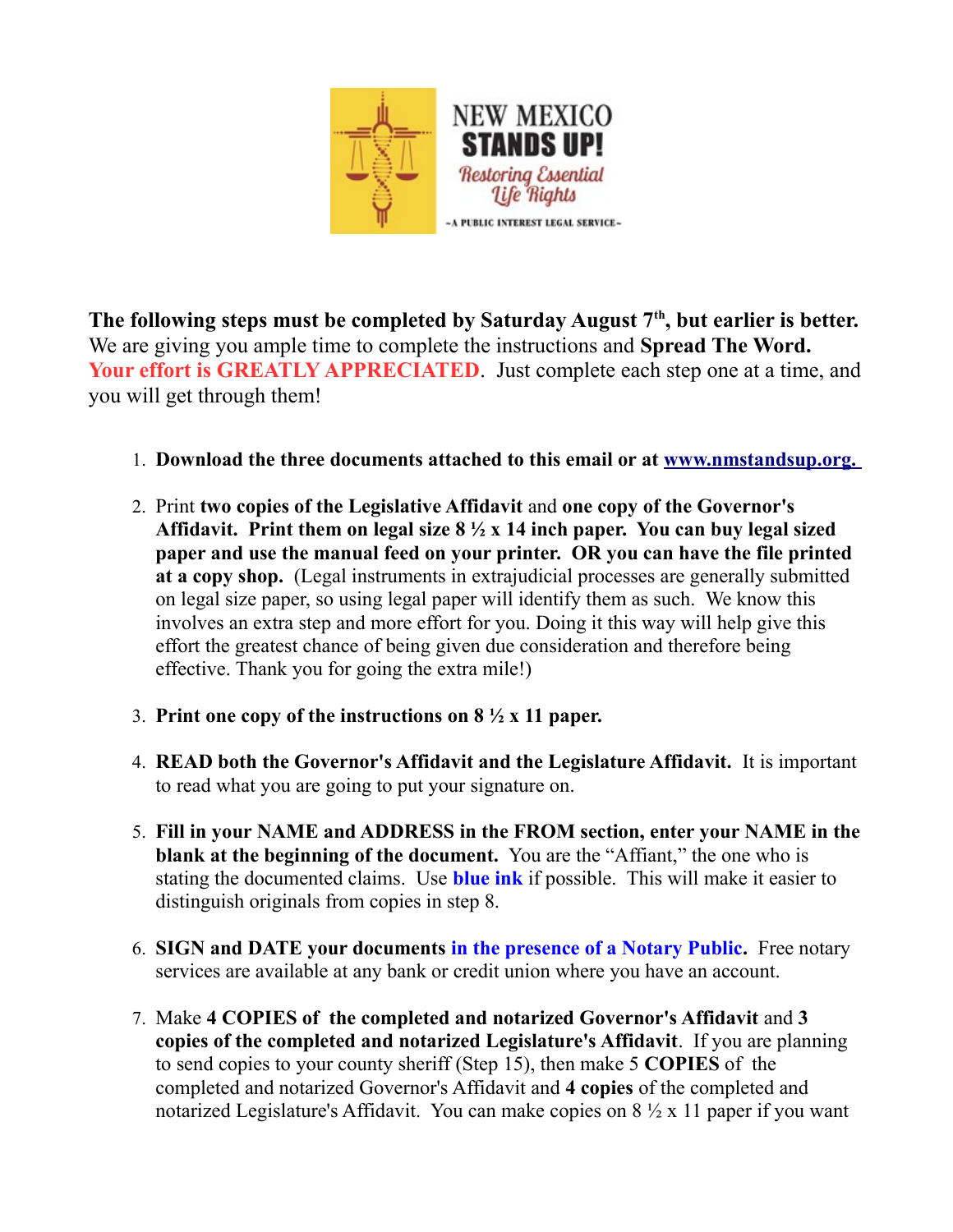NEW MEXICO
**STANDS UP!**
*Restoring Essential Life Rights*
~A PUBLIC INTEREST LEGAL SERVICE~

**The following steps must be completed by Saturday August 7th, but earlier is better.** We are giving you ample time to complete the instructions and **Spread The Word.** Your effort is GREATLY APPRECIATED. Just complete each step one at a time, and you will get through them!

1. **Download the three documents attached to this email or at www.nmstandsup.org.**
2. Print **two copies of the Legislative Affidavit** and **one copy of the Governor's Affidavit. Print them on legal size 8 ½ x 14 inch paper. You can buy legal sized paper and use the manual feed on your printer. OR you can have the file printed at a copy shop.** (Legal instruments in extrajudicial processes are generally submitted on legal size paper, so using legal paper will identify them as such. We know this involves an extra step and more effort for you. Doing it this way will help give this effort the greatest chance of being given due consideration and therefore being effective. Thank you for going the extra mile!)
3. **Print one copy of the instructions on 8 ½ x 11 paper.**
4. **READ both the Governor's Affidavit and the Legislature Affidavit.** It is important to read what you are going to put your signature on.
5. **Fill in your NAME and ADDRESS in the FROM section, enter your NAME in the blank at the beginning of the document.** You are the "Affiant," the one who is stating the documented claims. Use **blue ink** if possible. This will make it easier to distinguish originals from copies in step 8.
6. **SIGN and DATE your documents in the presence of a Notary Public.** Free notary services are available at any bank or credit union where you have an account.
7. Make **4 COPIES of the completed and notarized Governor's Affidavit** and **3 copies of the completed and notarized Legislature's Affidavit**. If you are planning to send copies to your county sheriff (Step 15), then make 5 **COPIES** of the completed and notarized Governor's Affidavit and **4 copies** of the completed and notarized Legislature's Affidavit. You can make copies on 8 ½ x 11 paper if you want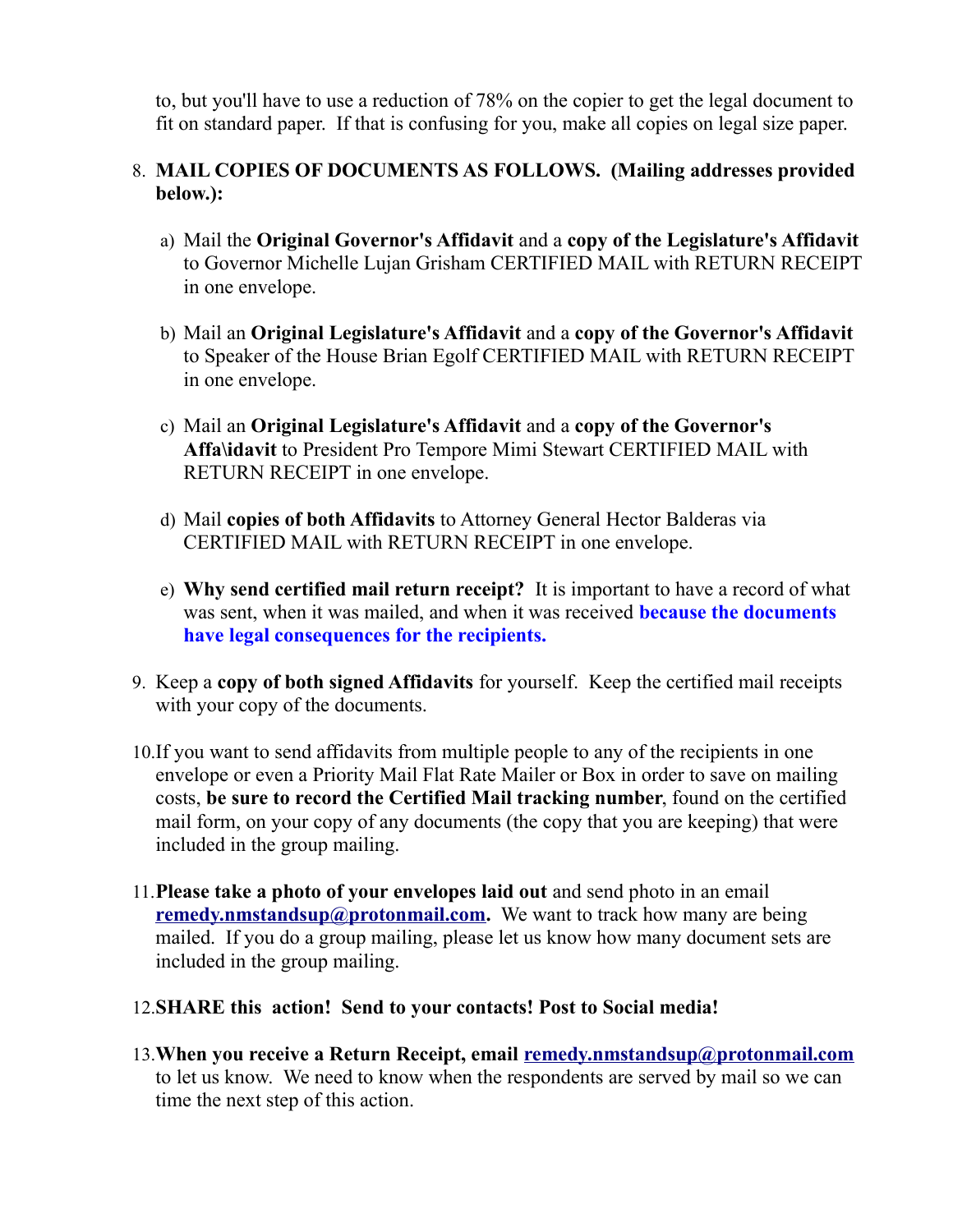to, but you'll have to use a reduction of 78% on the copier to get the legal document to fit on standard paper. If that is confusing for you, make all copies on legal size paper.

8. **MAIL COPIES OF DOCUMENTS AS FOLLOWS. (Mailing addresses provided below.):**

   a) Mail the **Original Governor's Affidavit** and a **copy of the Legislature's Affidavit** to Governor Michelle Lujan Grisham CERTIFIED MAIL with RETURN RECEIPT in one envelope.

   b) Mail an **Original Legislature's Affidavit** and a **copy of the Governor's Affidavit** to Speaker of the House Brian Egolf CERTIFIED MAIL with RETURN RECEIPT in one envelope.

   c) Mail an **Original Legislature's Affidavit** and a **copy of the Governor's Affa\idavit** to President Pro Tempore Mimi Stewart CERTIFIED MAIL with RETURN RECEIPT in one envelope.

   d) Mail **copies of both Affidavits** to Attorney General Hector Balderas via CERTIFIED MAIL with RETURN RECEIPT in one envelope.

   e) **Why send certified mail return receipt?** It is important to have a record of what was sent, when it was mailed, and when it was received **because the documents have legal consequences for the recipients.**

9. Keep a **copy of both signed Affidavits** for yourself. Keep the certified mail receipts with your copy of the documents.

10. If you want to send affidavits from multiple people to any of the recipients in one envelope or even a Priority Mail Flat Rate Mailer or Box in order to save on mailing costs, **be sure to record the Certified Mail tracking number**, found on the certified mail form, on your copy of any documents (the copy that you are keeping) that were included in the group mailing.

11. **Please take a photo of your envelopes laid out** and send photo in an email **remedy.nmstandsup@protonmail.com.** We want to track how many are being mailed. If you do a group mailing, please let us know how many document sets are included in the group mailing.

12. **SHARE this action! Send to your contacts! Post to Social media!**

13. **When you receive a Return Receipt, email remedy.nmstandsup@protonmail.com** to let us know. We need to know when the respondents are served by mail so we can time the next step of this action.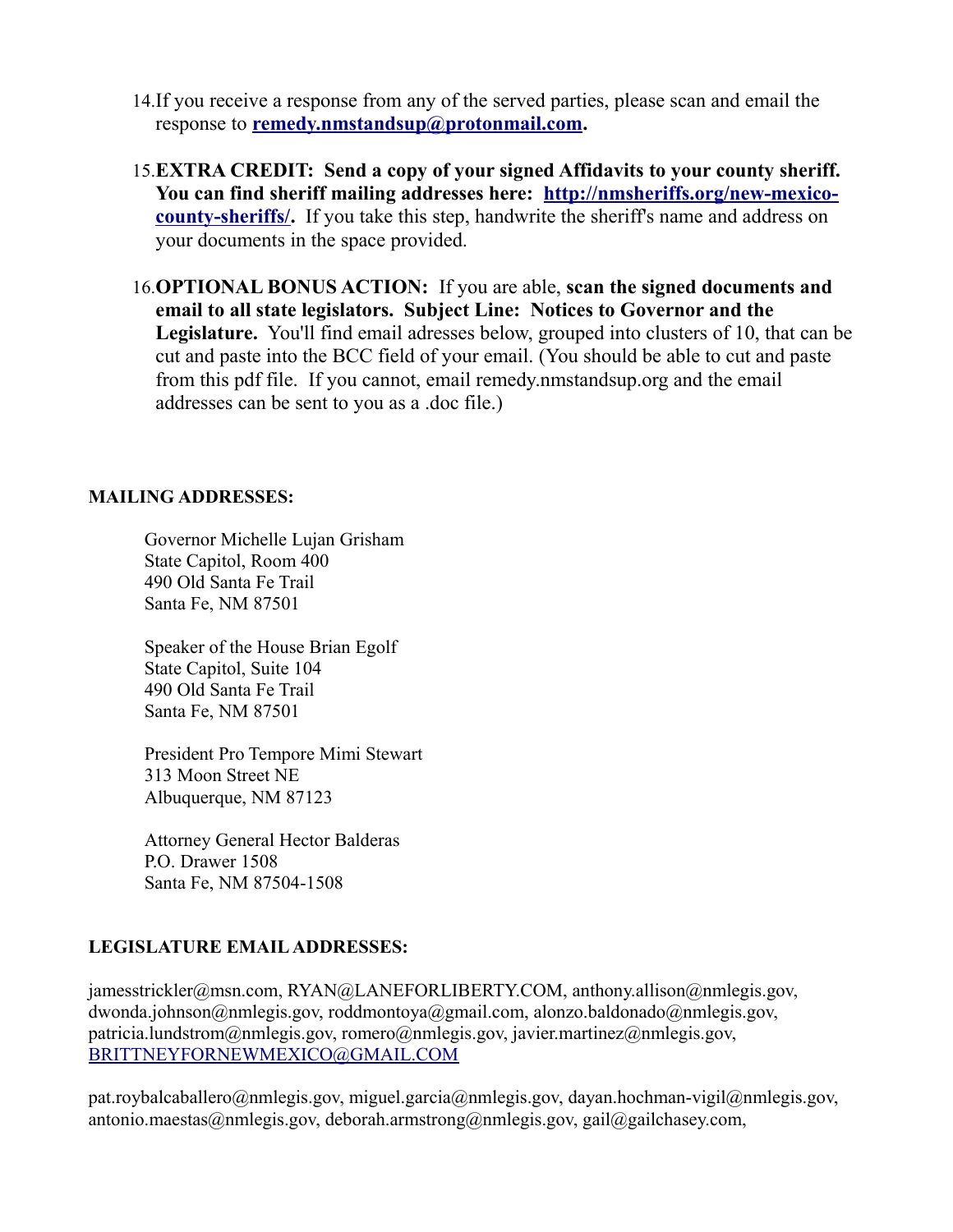14. If you receive a response from any of the served parties, please scan and email the response to **remedy.nmstandsup@protonmail.com.**

15. **EXTRA CREDIT: Send a copy of your signed Affidavits to your county sheriff. You can find sheriff mailing addresses here: http://nmsheriffs.org/new-mexico-county-sheriffs/.** If you take this step, handwrite the sheriff's name and address on your documents in the space provided.

16. **OPTIONAL BONUS ACTION:** If you are able, **scan the signed documents and email to all state legislators. Subject Line: Notices to Governor and the Legislature.** You'll find email adresses below, grouped into clusters of 10, that can be cut and paste into the BCC field of your email. (You should be able to cut and paste from this pdf file. If you cannot, email remedy.nmstandsup.org and the email addresses can be sent to you as a .doc file.)

**MAILING ADDRESSES:**

Governor Michelle Lujan Grisham
State Capitol, Room 400
490 Old Santa Fe Trail
Santa Fe, NM 87501

Speaker of the House Brian Egolf
State Capitol, Suite 104
490 Old Santa Fe Trail
Santa Fe, NM 87501

President Pro Tempore Mimi Stewart
313 Moon Street NE
Albuquerque, NM 87123

Attorney General Hector Balderas
P.O. Drawer 1508
Santa Fe, NM 87504-1508

**LEGISLATURE EMAIL ADDRESSES:**

jamesstrickler@msn.com, RYAN@LANEFORLIBERTY.COM, anthony.allison@nmlegis.gov, dwonda.johnson@nmlegis.gov, roddmontoya@gmail.com, alonzo.baldonado@nmlegis.gov, patricia.lundstrom@nmlegis.gov, romero@nmlegis.gov, javier.martinez@nmlegis.gov, BRITTNEYFORNEWMEXICO@GMAIL.COM

pat.roybalcaballero@nmlegis.gov, miguel.garcia@nmlegis.gov, dayan.hochman-vigil@nmlegis.gov, antonio.maestas@nmlegis.gov, deborah.armstrong@nmlegis.gov, gail@gailchasey.com,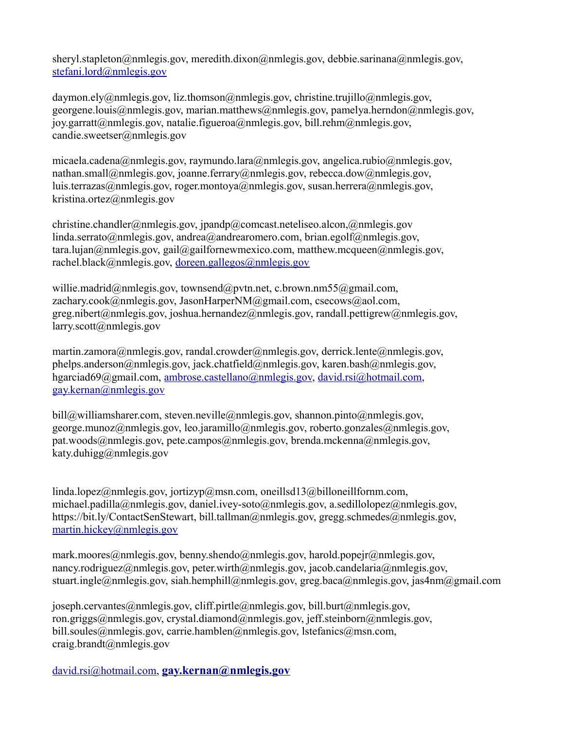sheryl.stapleton@nmlegis.gov, meredith.dixon@nmlegis.gov, debbie.sarinana@nmlegis.gov, stefani.lord@nmlegis.gov

daymon.ely@nmlegis.gov, liz.thomson@nmlegis.gov, christine.trujillo@nmlegis.gov, georgene.louis@nmlegis.gov, marian.matthews@nmlegis.gov, pamelya.herndon@nmlegis.gov, joy.garratt@nmlegis.gov, natalie.figueroa@nmlegis.gov, bill.rehm@nmlegis.gov, candie.sweetser@nmlegis.gov

micaela.cadena@nmlegis.gov, raymundo.lara@nmlegis.gov, angelica.rubio@nmlegis.gov, nathan.small@nmlegis.gov, joanne.ferrary@nmlegis.gov, rebecca.dow@nmlegis.gov, luis.terrazas@nmlegis.gov, roger.montoya@nmlegis.gov, susan.herrera@nmlegis.gov, kristina.ortez@nmlegis.gov

christine.chandler@nmlegis.gov, jpandp@comcast.neteliseo.alcon,@nmlegis.gov linda.serrato@nmlegis.gov, andrea@andrearomero.com, brian.egolf@nmlegis.gov, tara.lujan@nmlegis.gov, gail@gailfornewmexico.com, matthew.mcqueen@nmlegis.gov, rachel.black@nmlegis.gov, doreen.gallegos@nmlegis.gov

willie.madrid@nmlegis.gov, townsend@pvtn.net, c.brown.nm55@gmail.com, zachary.cook@nmlegis.gov, JasonHarperNM@gmail.com, csecows@aol.com, greg.nibert@nmlegis.gov, joshua.hernandez@nmlegis.gov, randall.pettigrew@nmlegis.gov, larry.scott@nmlegis.gov

martin.zamora@nmlegis.gov, randal.crowder@nmlegis.gov, derrick.lente@nmlegis.gov, phelps.anderson@nmlegis.gov, jack.chatfield@nmlegis.gov, karen.bash@nmlegis.gov, hgarciad69@gmail.com, ambrose.castellano@nmlegis.gov, david.rsi@hotmail.com, gay.kernan@nmlegis.gov

bill@williamsharer.com, steven.neville@nmlegis.gov, shannon.pinto@nmlegis.gov, george.munoz@nmlegis.gov, leo.jaramillo@nmlegis.gov, roberto.gonzales@nmlegis.gov, pat.woods@nmlegis.gov, pete.campos@nmlegis.gov, brenda.mckenna@nmlegis.gov, katy.duhigg@nmlegis.gov

linda.lopez@nmlegis.gov, jortizyp@msn.com, oneillsd13@billoneillfornm.com, michael.padilla@nmlegis.gov, daniel.ivey-soto@nmlegis.gov, a.sedillolopez@nmlegis.gov, https://bit.ly/ContactSenStewart, bill.tallman@nmlegis.gov, gregg.schmedes@nmlegis.gov, martin.hickey@nmlegis.gov

mark.moores@nmlegis.gov, benny.shendo@nmlegis.gov, harold.popejr@nmlegis.gov, nancy.rodriguez@nmlegis.gov, peter.wirth@nmlegis.gov, jacob.candelaria@nmlegis.gov, stuart.ingle@nmlegis.gov, siah.hemphill@nmlegis.gov, greg.baca@nmlegis.gov, jas4nm@gmail.com

joseph.cervantes@nmlegis.gov, cliff.pirtle@nmlegis.gov, bill.burt@nmlegis.gov, ron.griggs@nmlegis.gov, crystal.diamond@nmlegis.gov, jeff.steinborn@nmlegis.gov, bill.soules@nmlegis.gov, carrie.hamblen@nmlegis.gov, lstefanics@msn.com, craig.brandt@nmlegis.gov

david.rsi@hotmail.com, **gay.kernan@nmlegis.gov**